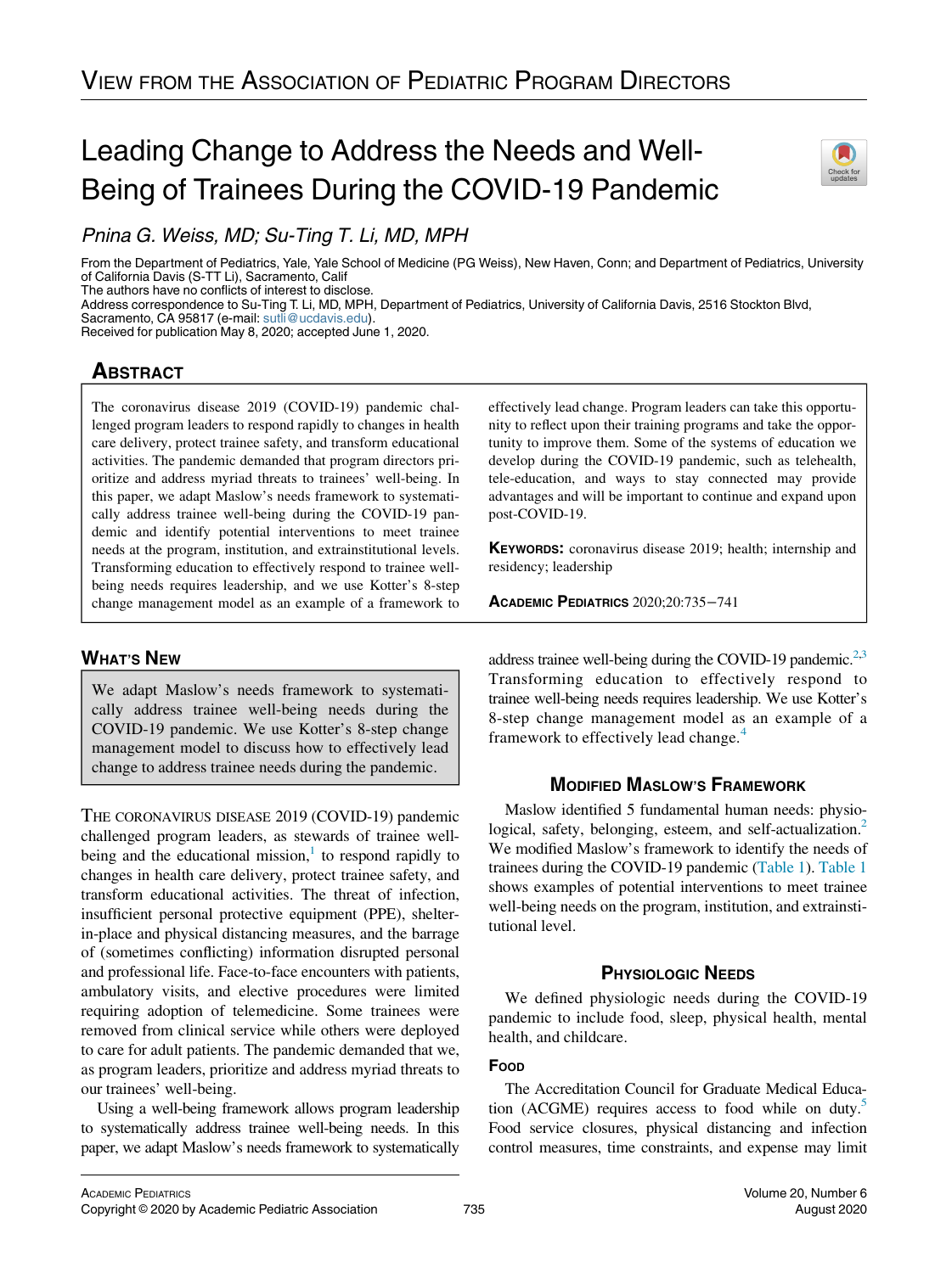VIEW FROM THE ASSOCIATION OF PEDIATRIC PROGRAM DIRECTORS

# Leading Change to Address the Needs and Well-Being of Trainees During the COVID-19 Pandemic

*Pnina G. Weiss, MD; Su-Ting T. Li, MD, MPH*

From the Department of Pediatrics, Yale, Yale School of Medicine (PG Weiss), New Haven, Conn; and Department of Pediatrics, University of California Davis (S-TT Li), Sacramento, Calif
The authors have no conflicts of interest to disclose.
Address correspondence to Su-Ting T. Li, MD, MPH, Department of Pediatrics, University of California Davis, 2516 Stockton Blvd, Sacramento, CA 95817 (e-mail: sutli@ucdavis.edu).
Received for publication May 8, 2020; accepted June 1, 2020.

## ABSTRACT

The coronavirus disease 2019 (COVID-19) pandemic challenged program leaders to respond rapidly to changes in health care delivery, protect trainee safety, and transform educational activities. The pandemic demanded that program directors prioritize and address myriad threats to trainees' well-being. In this paper, we adapt Maslow's needs framework to systematically address trainee well-being during the COVID-19 pandemic and identify potential interventions to meet trainee needs at the program, institution, and extrainstitutional levels. Transforming education to effectively respond to trainee well-being needs requires leadership, and we use Kotter's 8-step change management model as an example of a framework to effectively lead change. Program leaders can take this opportunity to reflect upon their training programs and take the opportunity to improve them. Some of the systems of education we develop during the COVID-19 pandemic, such as telehealth, tele-education, and ways to stay connected may provide advantages and will be important to continue and expand upon post-COVID-19.

**KEYWORDS:** coronavirus disease 2019; health; internship and residency; leadership

ACADEMIC PEDIATRICS 2020;20:735−741

## WHAT'S NEW

We adapt Maslow's needs framework to systematically address trainee well-being needs during the COVID-19 pandemic. We use Kotter's 8-step change management model to discuss how to effectively lead change to address trainee needs during the pandemic.

THE CORONAVIRUS DISEASE 2019 (COVID-19) pandemic challenged program leaders, as stewards of trainee well-being and the educational mission,[1] to respond rapidly to changes in health care delivery, protect trainee safety, and transform educational activities. The threat of infection, insufficient personal protective equipment (PPE), shelter-in-place and physical distancing measures, and the barrage of (sometimes conflicting) information disrupted personal and professional life. Face-to-face encounters with patients, ambulatory visits, and elective procedures were limited requiring adoption of telemedicine. Some trainees were removed from clinical service while others were deployed to care for adult patients. The pandemic demanded that we, as program leaders, prioritize and address myriad threats to our trainees' well-being.

Using a well-being framework allows program leadership to systematically address trainee well-being needs. In this paper, we adapt Maslow's needs framework to systematically address trainee well-being during the COVID-19 pandemic.[2,3] Transforming education to effectively respond to trainee well-being needs requires leadership. We use Kotter's 8-step change management model as an example of a framework to effectively lead change.[4]

## MODIFIED MASLOW'S FRAMEWORK

Maslow identified 5 fundamental human needs: physiological, safety, belonging, esteem, and self-actualization.[2] We modified Maslow's framework to identify the needs of trainees during the COVID-19 pandemic (Table 1). Table 1 shows examples of potential interventions to meet trainee well-being needs on the program, institution, and extrainstitutional level.

## PHYSIOLOGIC NEEDS

We defined physiologic needs during the COVID-19 pandemic to include food, sleep, physical health, mental health, and childcare.

### FOOD

The Accreditation Council for Graduate Medical Education (ACGME) requires access to food while on duty.[5] Food service closures, physical distancing and infection control measures, time constraints, and expense may limit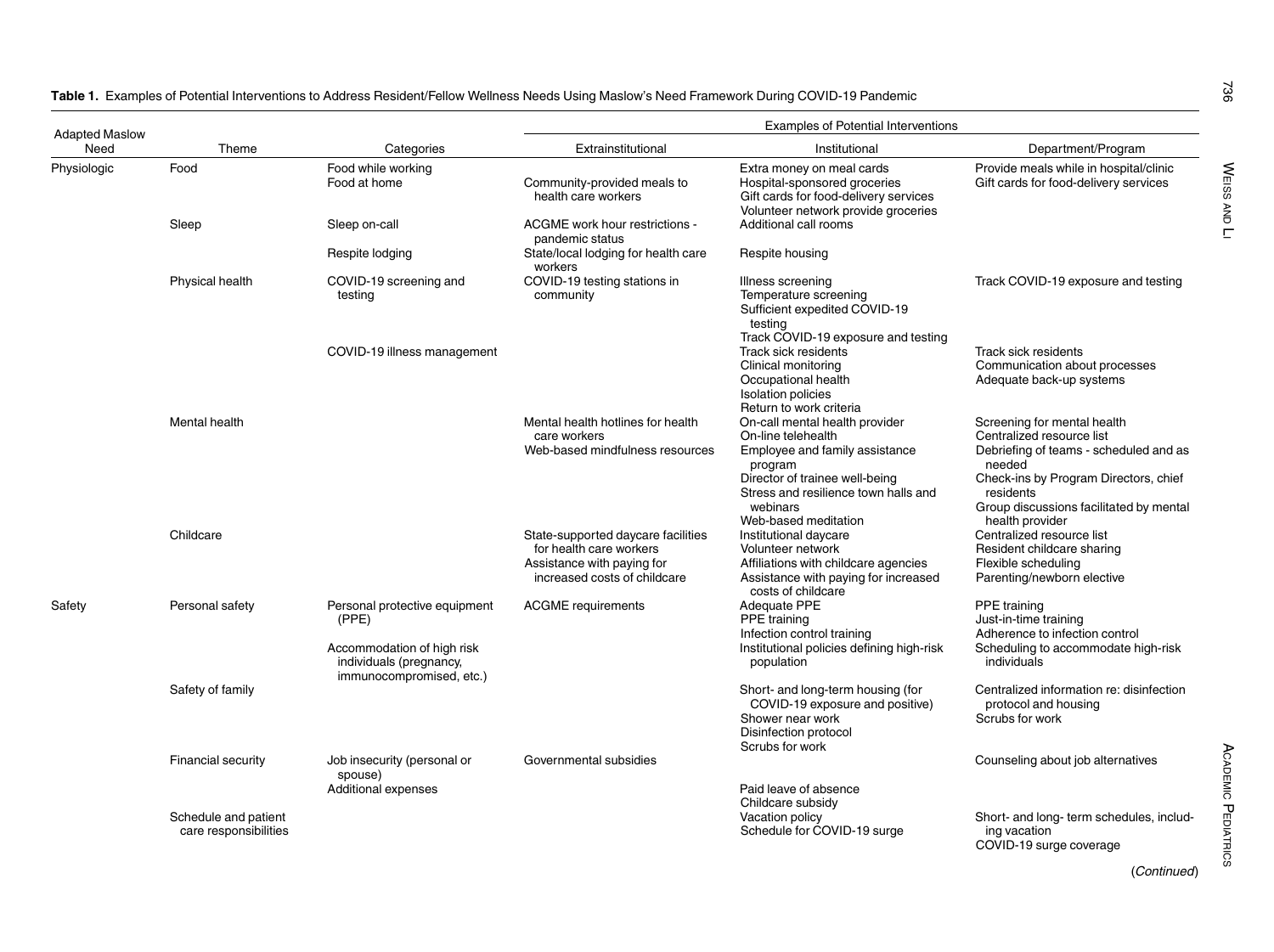**Table 1.** Examples of Potential Interventions to Address Resident/Fellow Wellness Needs Using Maslow's Need Framework During COVID-19 Pandemic

| Adapted Maslow Need | Theme | Categories | Examples of Potential Interventions | | |
|---|---|---|---|---|---|
| | | | Extrainstitutional | Institutional | Department/Program |
| Physiologic | Food | Food while working | | Extra money on meal cards | Provide meals while in hospital/clinic |
| | | Food at home | Community-provided meals to health care workers | Hospital-sponsored groceries<br>Gift cards for food-delivery services<br>Volunteer network provide groceries | Gift cards for food-delivery services |
| | Sleep | Sleep on-call | ACGME work hour restrictions - pandemic status | Additional call rooms | |
| | | Respite lodging | State/local lodging for health care workers | Respite housing | |
| | Physical health | COVID-19 screening and testing | COVID-19 testing stations in community | Illness screening<br>Temperature screening<br>Sufficient expedited COVID-19 testing<br>Track COVID-19 exposure and testing | Track COVID-19 exposure and testing |
| | | COVID-19 illness management | | Track sick residents<br>Clinical monitoring<br>Occupational health<br>Isolation policies<br>Return to work criteria | Track sick residents<br>Communication about processes<br>Adequate back-up systems |
| | Mental health | | Mental health hotlines for health care workers<br>Web-based mindfulness resources | On-call mental health provider<br>On-line telehealth<br>Employee and family assistance program<br>Director of trainee well-being<br>Stress and resilience town halls and webinars<br>Web-based meditation | Screening for mental health<br>Centralized resource list<br>Debriefing of teams - scheduled and as needed<br>Check-ins by Program Directors, chief residents<br>Group discussions facilitated by mental health provider |
| | Childcare | | State-supported daycare facilities for health care workers<br>Assistance with paying for increased costs of childcare | Institutional daycare<br>Volunteer network<br>Affiliations with childcare agencies<br>Assistance with paying for increased costs of childcare | Centralized resource list<br>Resident childcare sharing<br>Flexible scheduling<br>Parenting/newborn elective |
| Safety | Personal safety | Personal protective equipment (PPE) | ACGME requirements | Adequate PPE<br>PPE training<br>Infection control training | PPE training<br>Just-in-time training<br>Adherence to infection control |
| | | Accommodation of high risk individuals (pregnancy, immunocompromised, etc.) | | Institutional policies defining high-risk population | Scheduling to accommodate high-risk individuals |
| | Safety of family | | | Short- and long-term housing (for COVID-19 exposure and positive)<br>Shower near work<br>Disinfection protocol<br>Scrubs for work | Centralized information re: disinfection protocol and housing<br>Scrubs for work |
| | Financial security | Job insecurity (personal or spouse) | Governmental subsidies | | Counseling about job alternatives |
| | | Additional expenses | | Paid leave of absence<br>Childcare subsidy | |
| | Schedule and patient care responsibilities | | | Vacation policy<br>Schedule for COVID-19 surge | Short- and long- term schedules, including vacation<br>COVID-19 surge coverage |

(*Continued*)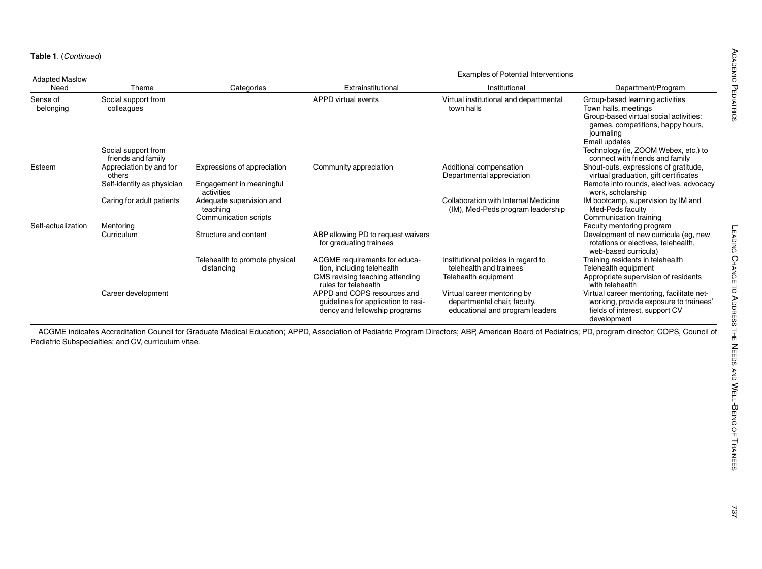**Table 1**. (*Continued*)

| Adapted Maslow Need | Theme | Categories | Examples of Potential Interventions | | |
|---|---|---|---|---|---|
| | | | Extrainstitutional | Institutional | Department/Program |
| Sense of belonging | Social support from colleagues | | APPD virtual events | Virtual institutional and departmental town halls | Group-based learning activities<br>Town halls, meetings<br>Group-based virtual social activities: games, competitions, happy hours, journaling<br>Email updates |
| | Social support from friends and family | | | | Technology (ie, ZOOM Webex, etc.) to connect with friends and family |
| Esteem | Appreciation by and for others | Expressions of appreciation | Community appreciation | Additional compensation<br>Departmental appreciation | Shout-outs, expressions of gratitude, virtual graduation, gift certificates |
| | Self-identity as physician | Engagement in meaningful activities | | | Remote into rounds, electives, advocacy work, scholarship |
| | Caring for adult patients | Adequate supervision and teaching<br>Communication scripts | | Collaboration with Internal Medicine (IM), Med-Peds program leadership | IM bootcamp, supervision by IM and Med-Peds faculty<br>Communication training |
| Self-actualization | Mentoring | | | | Faculty mentoring program |
| | Curriculum | Structure and content | ABP allowing PD to request waivers for graduating trainees | | Development of new curricula (eg, new rotations or electives, telehealth, web-based curricula) |
| | | Telehealth to promote physical distancing | ACGME requirements for education, including telehealth<br>CMS revising teaching attending rules for telehealth | Institutional policies in regard to telehealth and trainees<br>Telehealth equipment | Training residents in telehealth<br>Telehealth equipment<br>Appropriate supervision of residents with telehealth |
| | Career development | | APPD and COPS resources and guidelines for application to residency and fellowship programs | Virtual career mentoring by departmental chair, faculty, educational and program leaders | Virtual career mentoring, facilitate networking, provide exposure to trainees' fields of interest, support CV development |

ACGME indicates Accreditation Council for Graduate Medical Education; APPD, Association of Pediatric Program Directors; ABP, American Board of Pediatrics; PD, program director; COPS, Council of Pediatric Subspecialties; and CV, curriculum vitae.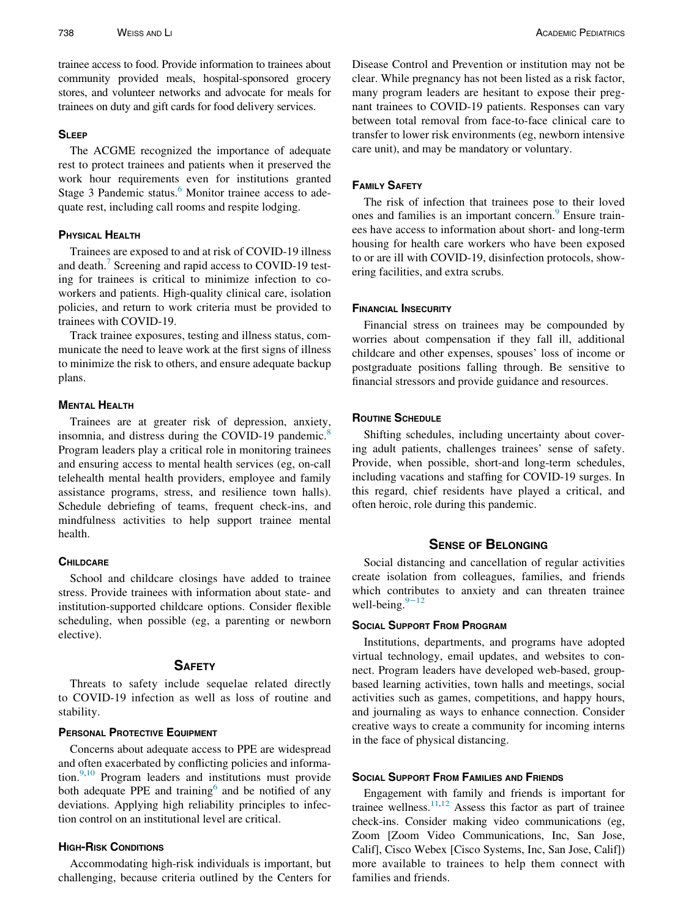trainee access to food. Provide information to trainees about community provided meals, hospital-sponsored grocery stores, and volunteer networks and advocate for meals for trainees on duty and gift cards for food delivery services.

### Sleep

The ACGME recognized the importance of adequate rest to protect trainees and patients when it preserved the work hour requirements even for institutions granted Stage 3 Pandemic status.[6] Monitor trainee access to adequate rest, including call rooms and respite lodging.

### Physical Health

Trainees are exposed to and at risk of COVID-19 illness and death.[7] Screening and rapid access to COVID-19 testing for trainees is critical to minimize infection to coworkers and patients. High-quality clinical care, isolation policies, and return to work criteria must be provided to trainees with COVID-19.

Track trainee exposures, testing and illness status, communicate the need to leave work at the first signs of illness to minimize the risk to others, and ensure adequate backup plans.

### Mental Health

Trainees are at greater risk of depression, anxiety, insomnia, and distress during the COVID-19 pandemic.[8] Program leaders play a critical role in monitoring trainees and ensuring access to mental health services (eg, on-call telehealth mental health providers, employee and family assistance programs, stress, and resilience town halls). Schedule debriefing of teams, frequent check-ins, and mindfulness activities to help support trainee mental health.

### Childcare

School and childcare closings have added to trainee stress. Provide trainees with information about state- and institution-supported childcare options. Consider flexible scheduling, when possible (eg, a parenting or newborn elective).

## Safety

Threats to safety include sequelae related directly to COVID-19 infection as well as loss of routine and stability.

### Personal Protective Equipment

Concerns about adequate access to PPE are widespread and often exacerbated by conflicting policies and information.[9,10] Program leaders and institutions must provide both adequate PPE and training[6] and be notified of any deviations. Applying high reliability principles to infection control on an institutional level are critical.

### High-Risk Conditions

Accommodating high-risk individuals is important, but challenging, because criteria outlined by the Centers for Disease Control and Prevention or institution may not be clear. While pregnancy has not been listed as a risk factor, many program leaders are hesitant to expose their pregnant trainees to COVID-19 patients. Responses can vary between total removal from face-to-face clinical care to transfer to lower risk environments (eg, newborn intensive care unit), and may be mandatory or voluntary.

### Family Safety

The risk of infection that trainees pose to their loved ones and families is an important concern.[9] Ensure trainees have access to information about short- and long-term housing for health care workers who have been exposed to or are ill with COVID-19, disinfection protocols, showering facilities, and extra scrubs.

### Financial Insecurity

Financial stress on trainees may be compounded by worries about compensation if they fall ill, additional childcare and other expenses, spouses' loss of income or postgraduate positions falling through. Be sensitive to financial stressors and provide guidance and resources.

### Routine Schedule

Shifting schedules, including uncertainty about covering adult patients, challenges trainees' sense of safety. Provide, when possible, short-and long-term schedules, including vacations and staffing for COVID-19 surges. In this regard, chief residents have played a critical, and often heroic, role during this pandemic.

## Sense of Belonging

Social distancing and cancellation of regular activities create isolation from colleagues, families, and friends which contributes to anxiety and can threaten trainee well-being.[9−12]

### Social Support From Program

Institutions, departments, and programs have adopted virtual technology, email updates, and websites to connect. Program leaders have developed web-based, group-based learning activities, town halls and meetings, social activities such as games, competitions, and happy hours, and journaling as ways to enhance connection. Consider creative ways to create a community for incoming interns in the face of physical distancing.

### Social Support From Families and Friends

Engagement with family and friends is important for trainee wellness.[11,12] Assess this factor as part of trainee check-ins. Consider making video communications (eg, Zoom [Zoom Video Communications, Inc, San Jose, Calif], Cisco Webex [Cisco Systems, Inc, San Jose, Calif]) more available to trainees to help them connect with families and friends.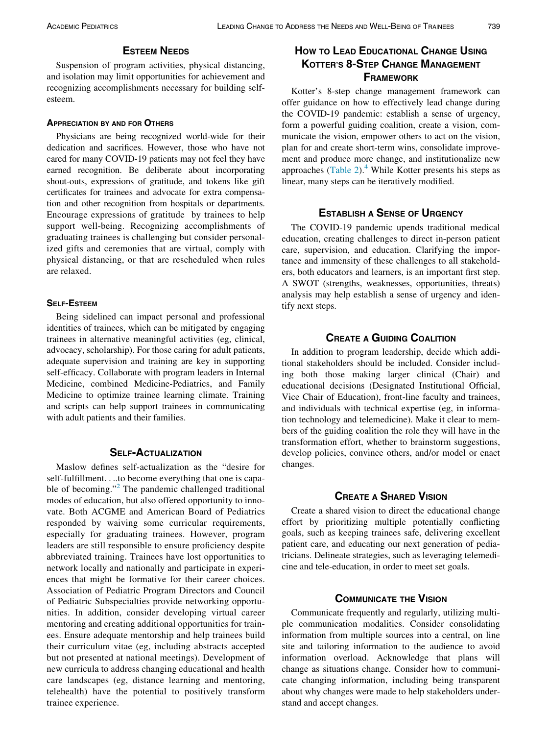## Esteem Needs

Suspension of program activities, physical distancing, and isolation may limit opportunities for achievement and recognizing accomplishments necessary for building self-esteem.

### Appreciation by and for Others

Physicians are being recognized world-wide for their dedication and sacrifices. However, those who have not cared for many COVID-19 patients may not feel they have earned recognition. Be deliberate about incorporating shout-outs, expressions of gratitude, and tokens like gift certificates for trainees and advocate for extra compensation and other recognition from hospitals or departments. Encourage expressions of gratitude by trainees to help support well-being. Recognizing accomplishments of graduating trainees is challenging but consider personalized gifts and ceremonies that are virtual, comply with physical distancing, or that are rescheduled when rules are relaxed.

### Self-Esteem

Being sidelined can impact personal and professional identities of trainees, which can be mitigated by engaging trainees in alternative meaningful activities (eg, clinical, advocacy, scholarship). For those caring for adult patients, adequate supervision and training are key in supporting self-efficacy. Collaborate with program leaders in Internal Medicine, combined Medicine-Pediatrics, and Family Medicine to optimize trainee learning climate. Training and scripts can help support trainees in communicating with adult patients and their families.

## Self-Actualization

Maslow defines self-actualization as the "desire for self-fulfillment. . ..to become everything that one is capable of becoming."[2] The pandemic challenged traditional modes of education, but also offered opportunity to innovate. Both ACGME and American Board of Pediatrics responded by waiving some curricular requirements, especially for graduating trainees. However, program leaders are still responsible to ensure proficiency despite abbreviated training. Trainees have lost opportunities to network locally and nationally and participate in experiences that might be formative for their career choices. Association of Pediatric Program Directors and Council of Pediatric Subspecialties provide networking opportunities. In addition, consider developing virtual career mentoring and creating additional opportunities for trainees. Ensure adequate mentorship and help trainees build their curriculum vitae (eg, including abstracts accepted but not presented at national meetings). Development of new curricula to address changing educational and health care landscapes (eg, distance learning and mentoring, telehealth) have the potential to positively transform trainee experience.

## How to Lead Educational Change Using Kotter's 8-Step Change Management Framework

Kotter's 8-step change management framework can offer guidance on how to effectively lead change during the COVID-19 pandemic: establish a sense of urgency, form a powerful guiding coalition, create a vision, communicate the vision, empower others to act on the vision, plan for and create short-term wins, consolidate improvement and produce more change, and institutionalize new approaches (Table 2).[4] While Kotter presents his steps as linear, many steps can be iteratively modified.

## Establish a Sense of Urgency

The COVID-19 pandemic upends traditional medical education, creating challenges to direct in-person patient care, supervision, and education. Clarifying the importance and immensity of these challenges to all stakeholders, both educators and learners, is an important first step. A SWOT (strengths, weaknesses, opportunities, threats) analysis may help establish a sense of urgency and identify next steps.

## Create a Guiding Coalition

In addition to program leadership, decide which additional stakeholders should be included. Consider including both those making larger clinical (Chair) and educational decisions (Designated Institutional Official, Vice Chair of Education), front-line faculty and trainees, and individuals with technical expertise (eg, in information technology and telemedicine). Make it clear to members of the guiding coalition the role they will have in the transformation effort, whether to brainstorm suggestions, develop policies, convince others, and/or model or enact changes.

## Create a Shared Vision

Create a shared vision to direct the educational change effort by prioritizing multiple potentially conflicting goals, such as keeping trainees safe, delivering excellent patient care, and educating our next generation of pediatricians. Delineate strategies, such as leveraging telemedicine and tele-education, in order to meet set goals.

## Communicate the Vision

Communicate frequently and regularly, utilizing multiple communication modalities. Consider consolidating information from multiple sources into a central, on line site and tailoring information to the audience to avoid information overload. Acknowledge that plans will change as situations change. Consider how to communicate changing information, including being transparent about why changes were made to help stakeholders understand and accept changes.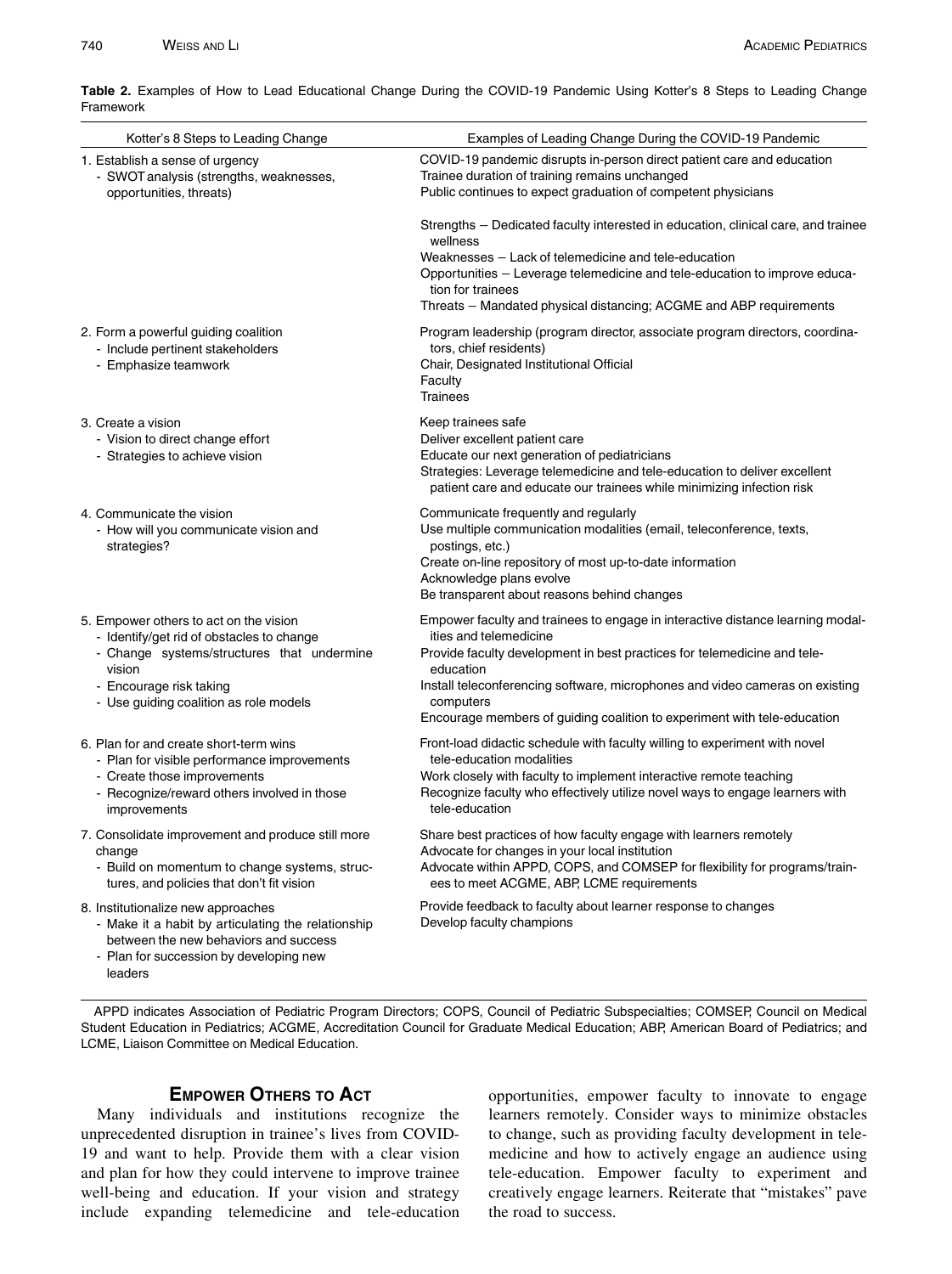**Table 2.** Examples of How to Lead Educational Change During the COVID-19 Pandemic Using Kotter's 8 Steps to Leading Change Framework

| Kotter's 8 Steps to Leading Change | Examples of Leading Change During the COVID-19 Pandemic |
| --- | --- |
| 1. Establish a sense of urgency<br>- SWOT analysis (strengths, weaknesses, opportunities, threats) | COVID-19 pandemic disrupts in-person direct patient care and education<br>Trainee duration of training remains unchanged<br>Public continues to expect graduation of competent physicians<br><br>Strengths – Dedicated faculty interested in education, clinical care, and trainee wellness<br>Weaknesses – Lack of telemedicine and tele-education<br>Opportunities – Leverage telemedicine and tele-education to improve education for trainees<br>Threats – Mandated physical distancing; ACGME and ABP requirements |
| 2. Form a powerful guiding coalition<br>- Include pertinent stakeholders<br>- Emphasize teamwork | Program leadership (program director, associate program directors, coordinators, chief residents)<br>Chair, Designated Institutional Official<br>Faculty<br>Trainees |
| 3. Create a vision<br>- Vision to direct change effort<br>- Strategies to achieve vision | Keep trainees safe<br>Deliver excellent patient care<br>Educate our next generation of pediatricians<br>Strategies: Leverage telemedicine and tele-education to deliver excellent patient care and educate our trainees while minimizing infection risk |
| 4. Communicate the vision<br>- How will you communicate vision and strategies? | Communicate frequently and regularly<br>Use multiple communication modalities (email, teleconference, texts, postings, etc.)<br>Create on-line repository of most up-to-date information<br>Acknowledge plans evolve<br>Be transparent about reasons behind changes |
| 5. Empower others to act on the vision<br>- Identify/get rid of obstacles to change<br>- Change systems/structures that undermine vision<br>- Encourage risk taking<br>- Use guiding coalition as role models | Empower faculty and trainees to engage in interactive distance learning modalities and telemedicine<br>Provide faculty development in best practices for telemedicine and tele-education<br>Install teleconferencing software, microphones and video cameras on existing computers<br>Encourage members of guiding coalition to experiment with tele-education |
| 6. Plan for and create short-term wins<br>- Plan for visible performance improvements<br>- Create those improvements<br>- Recognize/reward others involved in those improvements | Front-load didactic schedule with faculty willing to experiment with novel tele-education modalities<br>Work closely with faculty to implement interactive remote teaching<br>Recognize faculty who effectively utilize novel ways to engage learners with tele-education |
| 7. Consolidate improvement and produce still more change<br>- Build on momentum to change systems, structures, and policies that don't fit vision | Share best practices of how faculty engage with learners remotely<br>Advocate for changes in your local institution<br>Advocate within APPD, COPS, and COMSEP for flexibility for programs/trainees to meet ACGME, ABP, LCME requirements |
| 8. Institutionalize new approaches<br>- Make it a habit by articulating the relationship between the new behaviors and success<br>- Plan for succession by developing new leaders | Provide feedback to faculty about learner response to changes<br>Develop faculty champions |

APPD indicates Association of Pediatric Program Directors; COPS, Council of Pediatric Subspecialties; COMSEP, Council on Medical Student Education in Pediatrics; ACGME, Accreditation Council for Graduate Medical Education; ABP, American Board of Pediatrics; and LCME, Liaison Committee on Medical Education.

## Empower Others to Act

Many individuals and institutions recognize the unprecedented disruption in trainee's lives from COVID-19 and want to help. Provide them with a clear vision and plan for how they could intervene to improve trainee well-being and education. If your vision and strategy include expanding telemedicine and tele-education opportunities, empower faculty to innovate to engage learners remotely. Consider ways to minimize obstacles to change, such as providing faculty development in telemedicine and how to actively engage an audience using tele-education. Empower faculty to experiment and creatively engage learners. Reiterate that "mistakes" pave the road to success.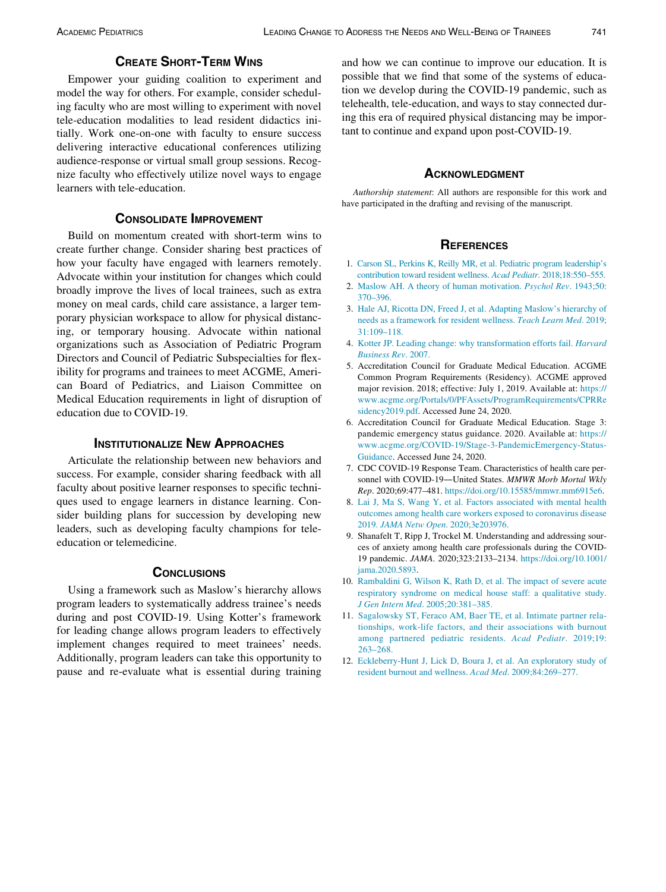## Create Short-Term Wins

Empower your guiding coalition to experiment and model the way for others. For example, consider scheduling faculty who are most willing to experiment with novel tele-education modalities to lead resident didactics initially. Work one-on-one with faculty to ensure success delivering interactive educational conferences utilizing audience-response or virtual small group sessions. Recognize faculty who effectively utilize novel ways to engage learners with tele-education.

## Consolidate Improvement

Build on momentum created with short-term wins to create further change. Consider sharing best practices of how your faculty have engaged with learners remotely. Advocate within your institution for changes which could broadly improve the lives of local trainees, such as extra money on meal cards, child care assistance, a larger temporary physician workspace to allow for physical distancing, or temporary housing. Advocate within national organizations such as Association of Pediatric Program Directors and Council of Pediatric Subspecialties for flexibility for programs and trainees to meet ACGME, American Board of Pediatrics, and Liaison Committee on Medical Education requirements in light of disruption of education due to COVID-19.

## Institutionalize New Approaches

Articulate the relationship between new behaviors and success. For example, consider sharing feedback with all faculty about positive learner responses to specific techniques used to engage learners in distance learning. Consider building plans for succession by developing new leaders, such as developing faculty champions for tele-education or telemedicine.

## Conclusions

Using a framework such as Maslow's hierarchy allows program leaders to systematically address trainee's needs during and post COVID-19. Using Kotter's framework for leading change allows program leaders to effectively implement changes required to meet trainees' needs. Additionally, program leaders can take this opportunity to pause and re-evaluate what is essential during training and how we can continue to improve our education. It is possible that we find that some of the systems of education we develop during the COVID-19 pandemic, such as telehealth, tele-education, and ways to stay connected during this era of required physical distancing may be important to continue and expand upon post-COVID-19.

## Acknowledgment

*Authorship statement*: All authors are responsible for this work and have participated in the drafting and revising of the manuscript.

## References

1. Carson SL, Perkins K, Reilly MR, et al. Pediatric program leadership's contribution toward resident wellness. *Acad Pediatr*. 2018;18:550–555.
2. Maslow AH. A theory of human motivation. *Psychol Rev*. 1943;50: 370–396.
3. Hale AJ, Ricotta DN, Freed J, et al. Adapting Maslow's hierarchy of needs as a framework for resident wellness. *Teach Learn Med*. 2019; 31:109–118.
4. Kotter JP. Leading change: why transformation efforts fail. *Harvard Business Rev*. 2007.
5. Accreditation Council for Graduate Medical Education. ACGME Common Program Requirements (Residency). ACGME approved major revision. 2018; effective: July 1, 2019. Available at: https://www.acgme.org/Portals/0/PFAssets/ProgramRequirements/CPRResidency2019.pdf. Accessed June 24, 2020.
6. Accreditation Council for Graduate Medical Education. Stage 3: pandemic emergency status guidance. 2020. Available at: https://www.acgme.org/COVID-19/Stage-3-PandemicEmergency-Status-Guidance. Accessed June 24, 2020.
7. CDC COVID-19 Response Team. Characteristics of health care personnel with COVID-19—United States. *MMWR Morb Mortal Wkly Rep*. 2020;69:477–481. https://doi.org/10.15585/mmwr.mm6915e6.
8. Lai J, Ma S, Wang Y, et al. Factors associated with mental health outcomes among health care workers exposed to coronavirus disease 2019. *JAMA Netw Open*. 2020;3e203976.
9. Shanafelt T, Ripp J, Trockel M. Understanding and addressing sources of anxiety among health care professionals during the COVID-19 pandemic. *JAMA*. 2020;323:2133–2134. https://doi.org/10.1001/jama.2020.5893.
10. Rambaldini G, Wilson K, Rath D, et al. The impact of severe acute respiratory syndrome on medical house staff: a qualitative study. *J Gen Intern Med*. 2005;20:381–385.
11. Sagalowsky ST, Feraco AM, Baer TE, et al. Intimate partner relationships, work-life factors, and their associations with burnout among partnered pediatric residents. *Acad Pediatr*. 2019;19: 263–268.
12. Eckleberry-Hunt J, Lick D, Boura J, et al. An exploratory study of resident burnout and wellness. *Acad Med*. 2009;84:269–277.